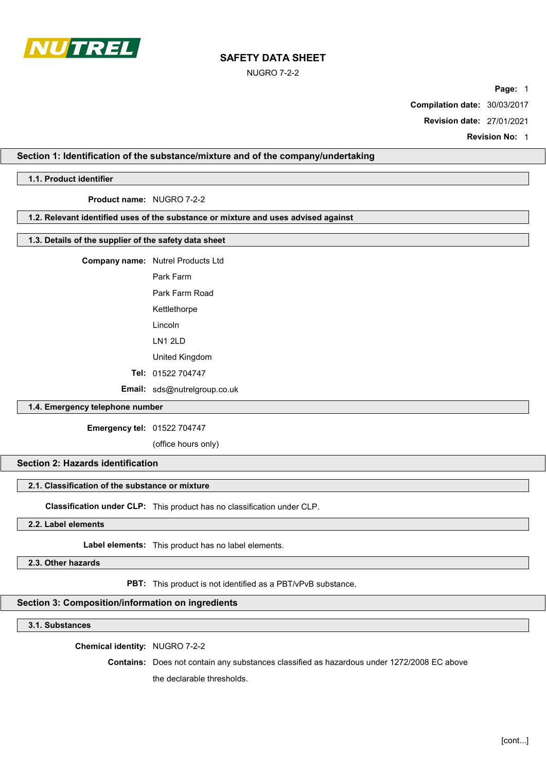# SAFETY DATA SHEET

NUGRO 7-2-2

**Compilation date:** 30/03/2017

**Revision date:** 27/01/2021

**Revision No:** 1

## Section 1: Identification of the substance/mixture and of the company/undertaking

### 1.1. Product identifier

**Product name:** NUGRO 7-2-2

### 1.2. Relevant identified uses of the substance or mixture and uses advised against

### 1.3. Details of the supplier of the safety data sheet

**Company name:** Nutrel Products Ltd
Park Farm
Park Farm Road
Kettlethorpe
Lincoln
LN1 2LD
United Kingdom

**Tel:** 01522 704747

**Email:** sds@nutrelgroup.co.uk

### 1.4. Emergency telephone number

**Emergency tel:** 01522 704747
(office hours only)

## Section 2: Hazards identification

### 2.1. Classification of the substance or mixture

**Classification under CLP:** This product has no classification under CLP.

### 2.2. Label elements

**Label elements:** This product has no label elements.

### 2.3. Other hazards

**PBT:** This product is not identified as a PBT/vPvB substance.

## Section 3: Composition/information on ingredients

### 3.1. Substances

**Chemical identity:** NUGRO 7-2-2

**Contains:** Does not contain any substances classified as hazardous under 1272/2008 EC above the declarable thresholds.

[cont...]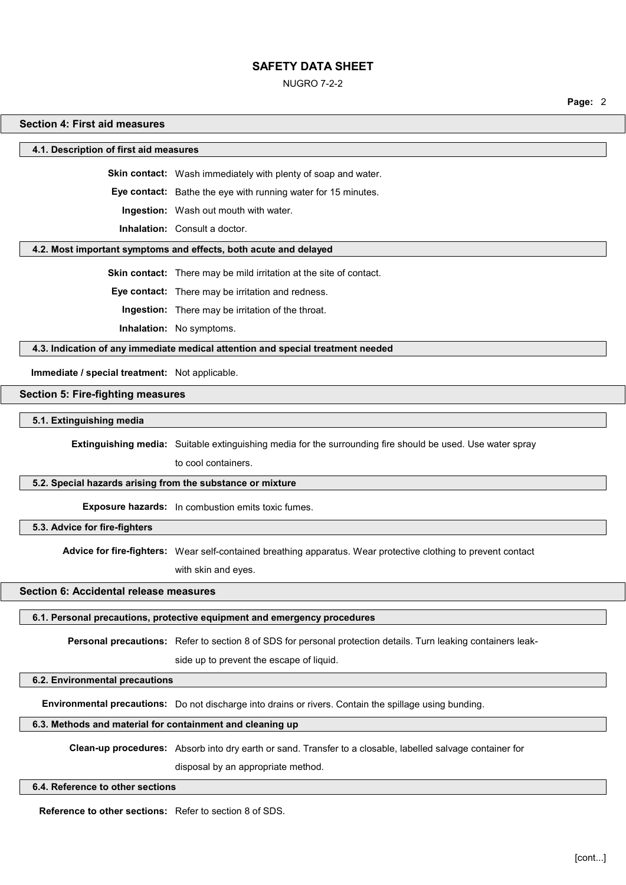## Section 4: First aid measures

### 4.1. Description of first aid measures

**Skin contact:** Wash immediately with plenty of soap and water.

**Eye contact:** Bathe the eye with running water for 15 minutes.

**Ingestion:** Wash out mouth with water.

**Inhalation:** Consult a doctor.

### 4.2. Most important symptoms and effects, both acute and delayed

**Skin contact:** There may be mild irritation at the site of contact.

**Eye contact:** There may be irritation and redness.

**Ingestion:** There may be irritation of the throat.

**Inhalation:** No symptoms.

### 4.3. Indication of any immediate medical attention and special treatment needed

**Immediate / special treatment:** Not applicable.

## Section 5: Fire-fighting measures

### 5.1. Extinguishing media

**Extinguishing media:** Suitable extinguishing media for the surrounding fire should be used. Use water spray to cool containers.

### 5.2. Special hazards arising from the substance or mixture

**Exposure hazards:** In combustion emits toxic fumes.

### 5.3. Advice for fire-fighters

**Advice for fire-fighters:** Wear self-contained breathing apparatus. Wear protective clothing to prevent contact with skin and eyes.

## Section 6: Accidental release measures

### 6.1. Personal precautions, protective equipment and emergency procedures

**Personal precautions:** Refer to section 8 of SDS for personal protection details. Turn leaking containers leak-side up to prevent the escape of liquid.

### 6.2. Environmental precautions

**Environmental precautions:** Do not discharge into drains or rivers. Contain the spillage using bunding.

### 6.3. Methods and material for containment and cleaning up

**Clean-up procedures:** Absorb into dry earth or sand. Transfer to a closable, labelled salvage container for disposal by an appropriate method.

### 6.4. Reference to other sections

**Reference to other sections:** Refer to section 8 of SDS.

[cont...]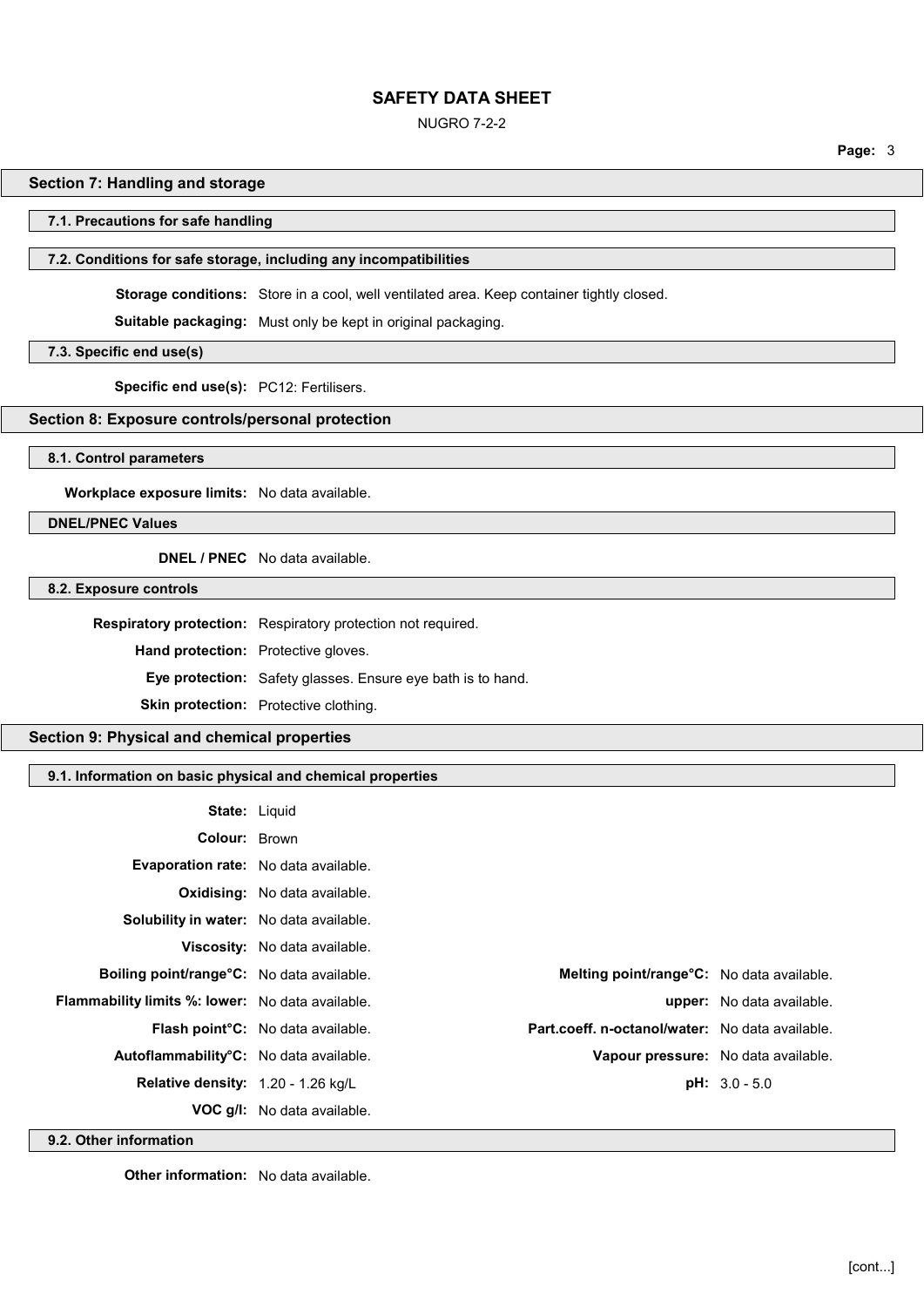## Section 7: Handling and storage

### 7.1. Precautions for safe handling

### 7.2. Conditions for safe storage, including any incompatibilities

**Storage conditions:** Store in a cool, well ventilated area. Keep container tightly closed.

**Suitable packaging:** Must only be kept in original packaging.

### 7.3. Specific end use(s)

**Specific end use(s):** PC12: Fertilisers.

## Section 8: Exposure controls/personal protection

### 8.1. Control parameters

**Workplace exposure limits:** No data available.

### DNEL/PNEC Values

**DNEL / PNEC** No data available.

### 8.2. Exposure controls

**Respiratory protection:** Respiratory protection not required.

**Hand protection:** Protective gloves.

**Eye protection:** Safety glasses. Ensure eye bath is to hand.

**Skin protection:** Protective clothing.

## Section 9: Physical and chemical properties

### 9.1. Information on basic physical and chemical properties

**State:** Liquid

**Colour:** Brown

**Evaporation rate:** No data available.

**Oxidising:** No data available.

**Solubility in water:** No data available.

**Viscosity:** No data available.

| | | | |
|---|---|---|---|
| **Boiling point/range°C:** | No data available. | **Melting point/range°C:** | No data available. |
| **Flammability limits %: lower:** | No data available. | **upper:** | No data available. |
| **Flash point°C:** | No data available. | **Part.coeff. n-octanol/water:** | No data available. |
| **Autoflammability°C:** | No data available. | **Vapour pressure:** | No data available. |
| **Relative density:** | 1.20 - 1.26 kg/L | **pH:** | 3.0 - 5.0 |
| **VOC g/l:** | No data available. | | |

### 9.2. Other information

**Other information:** No data available.

[cont...]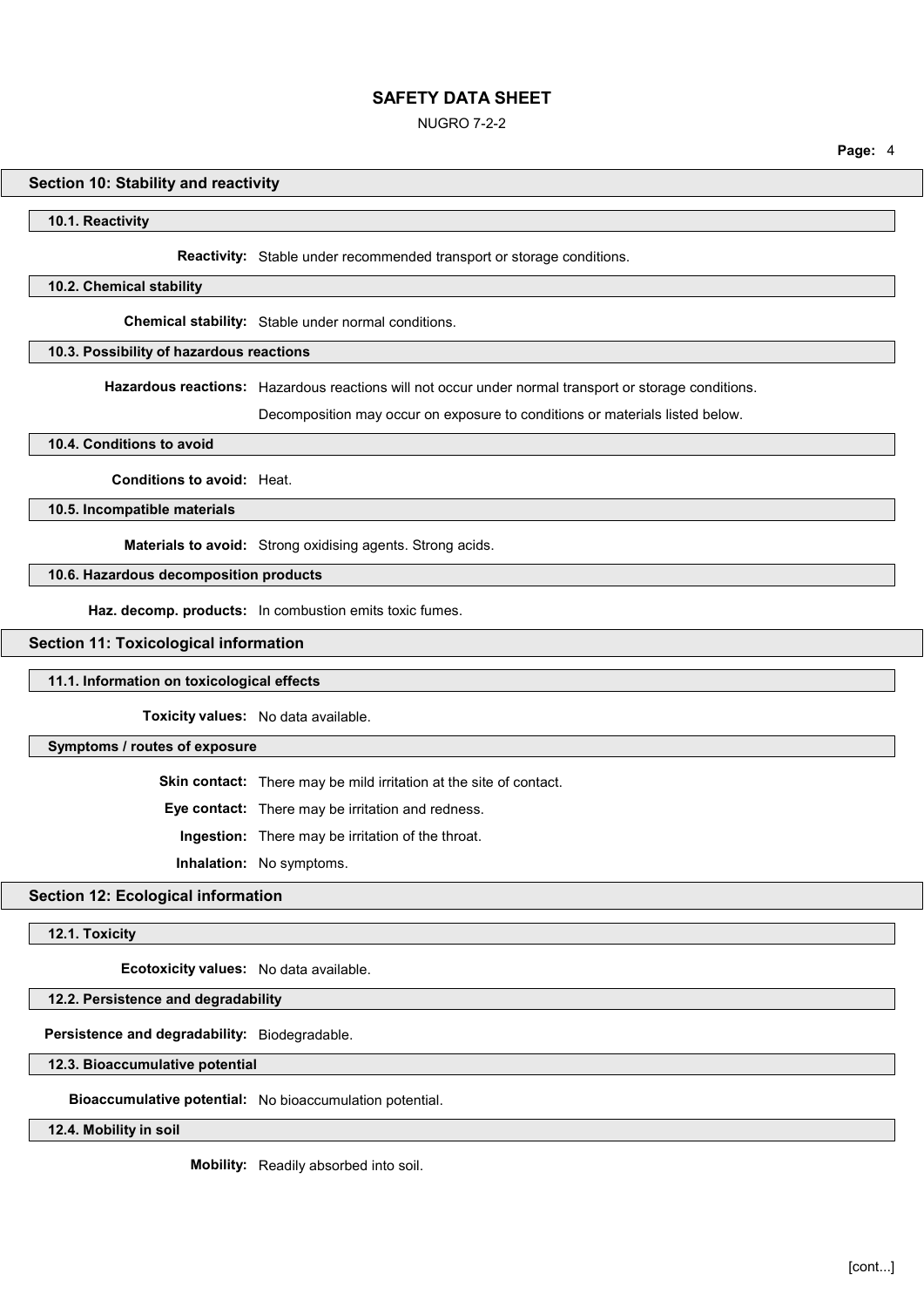## Section 10: Stability and reactivity

### 10.1. Reactivity

**Reactivity:** Stable under recommended transport or storage conditions.

### 10.2. Chemical stability

**Chemical stability:** Stable under normal conditions.

### 10.3. Possibility of hazardous reactions

**Hazardous reactions:** Hazardous reactions will not occur under normal transport or storage conditions.

Decomposition may occur on exposure to conditions or materials listed below.

### 10.4. Conditions to avoid

**Conditions to avoid:** Heat.

### 10.5. Incompatible materials

**Materials to avoid:** Strong oxidising agents. Strong acids.

### 10.6. Hazardous decomposition products

**Haz. decomp. products:** In combustion emits toxic fumes.

## Section 11: Toxicological information

### 11.1. Information on toxicological effects

**Toxicity values:** No data available.

### Symptoms / routes of exposure

**Skin contact:** There may be mild irritation at the site of contact.

**Eye contact:** There may be irritation and redness.

**Ingestion:** There may be irritation of the throat.

**Inhalation:** No symptoms.

## Section 12: Ecological information

### 12.1. Toxicity

**Ecotoxicity values:** No data available.

### 12.2. Persistence and degradability

**Persistence and degradability:** Biodegradable.

### 12.3. Bioaccumulative potential

**Bioaccumulative potential:** No bioaccumulation potential.

### 12.4. Mobility in soil

**Mobility:** Readily absorbed into soil.

[cont...]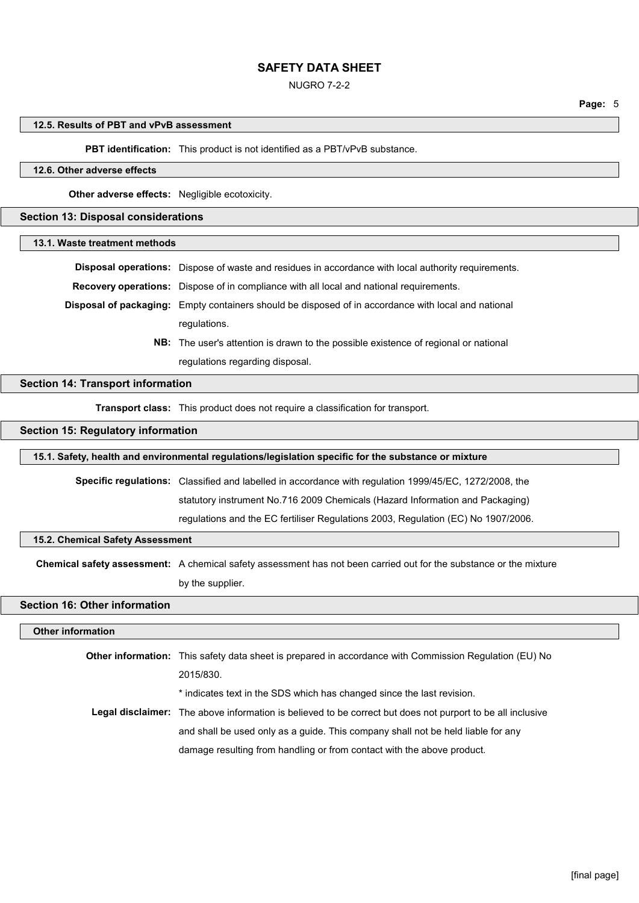### 12.5. Results of PBT and vPvB assessment

**PBT identification:** This product is not identified as a PBT/vPvB substance.

### 12.6. Other adverse effects

**Other adverse effects:** Negligible ecotoxicity.

## Section 13: Disposal considerations

### 13.1. Waste treatment methods

**Disposal operations:** Dispose of waste and residues in accordance with local authority requirements.

**Recovery operations:** Dispose of in compliance with all local and national requirements.

**Disposal of packaging:** Empty containers should be disposed of in accordance with local and national regulations.

**NB:** The user's attention is drawn to the possible existence of regional or national regulations regarding disposal.

## Section 14: Transport information

**Transport class:** This product does not require a classification for transport.

## Section 15: Regulatory information

### 15.1. Safety, health and environmental regulations/legislation specific for the substance or mixture

**Specific regulations:** Classified and labelled in accordance with regulation 1999/45/EC, 1272/2008, the statutory instrument No.716 2009 Chemicals (Hazard Information and Packaging) regulations and the EC fertiliser Regulations 2003, Regulation (EC) No 1907/2006.

### 15.2. Chemical Safety Assessment

**Chemical safety assessment:** A chemical safety assessment has not been carried out for the substance or the mixture by the supplier.

## Section 16: Other information

### Other information

**Other information:** This safety data sheet is prepared in accordance with Commission Regulation (EU) No 2015/830.

* indicates text in the SDS which has changed since the last revision.

**Legal disclaimer:** The above information is believed to be correct but does not purport to be all inclusive and shall be used only as a guide. This company shall not be held liable for any damage resulting from handling or from contact with the above product.

[final page]